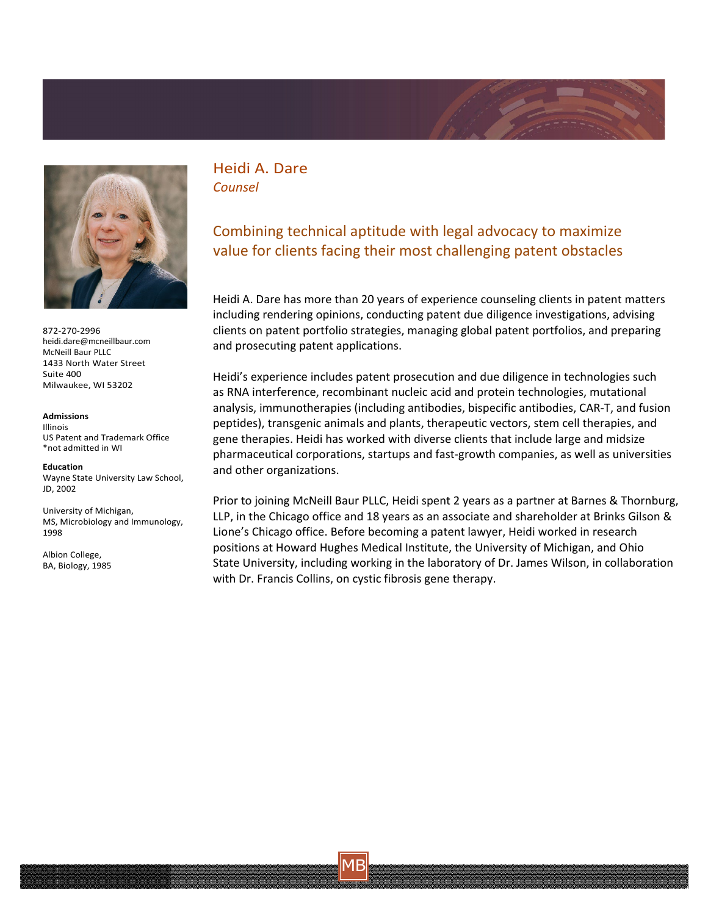# Heidi A. Dare

*Counsel*

## Combining technical aptitude with legal advocacy to maximize value for clients facing their most challenging patent obstacles

872-270-2996
heidi.dare@mcneillbaur.com
McNeill Baur PLLC
1433 North Water Street
Suite 400
Milwaukee, WI 53202

**Admissions**
Illinois
US Patent and Trademark Office
*not admitted in WI

**Education**
Wayne State University Law School, JD, 2002

University of Michigan, MS, Microbiology and Immunology, 1998

Albion College, BA, Biology, 1985

Heidi A. Dare has more than 20 years of experience counseling clients in patent matters including rendering opinions, conducting patent due diligence investigations, advising clients on patent portfolio strategies, managing global patent portfolios, and preparing and prosecuting patent applications.

Heidi's experience includes patent prosecution and due diligence in technologies such as RNA interference, recombinant nucleic acid and protein technologies, mutational analysis, immunotherapies (including antibodies, bispecific antibodies, CAR-T, and fusion peptides), transgenic animals and plants, therapeutic vectors, stem cell therapies, and gene therapies. Heidi has worked with diverse clients that include large and midsize pharmaceutical corporations, startups and fast-growth companies, as well as universities and other organizations.

Prior to joining McNeill Baur PLLC, Heidi spent 2 years as a partner at Barnes & Thornburg, LLP, in the Chicago office and 18 years as an associate and shareholder at Brinks Gilson & Lione's Chicago office. Before becoming a patent lawyer, Heidi worked in research positions at Howard Hughes Medical Institute, the University of Michigan, and Ohio State University, including working in the laboratory of Dr. James Wilson, in collaboration with Dr. Francis Collins, on cystic fibrosis gene therapy.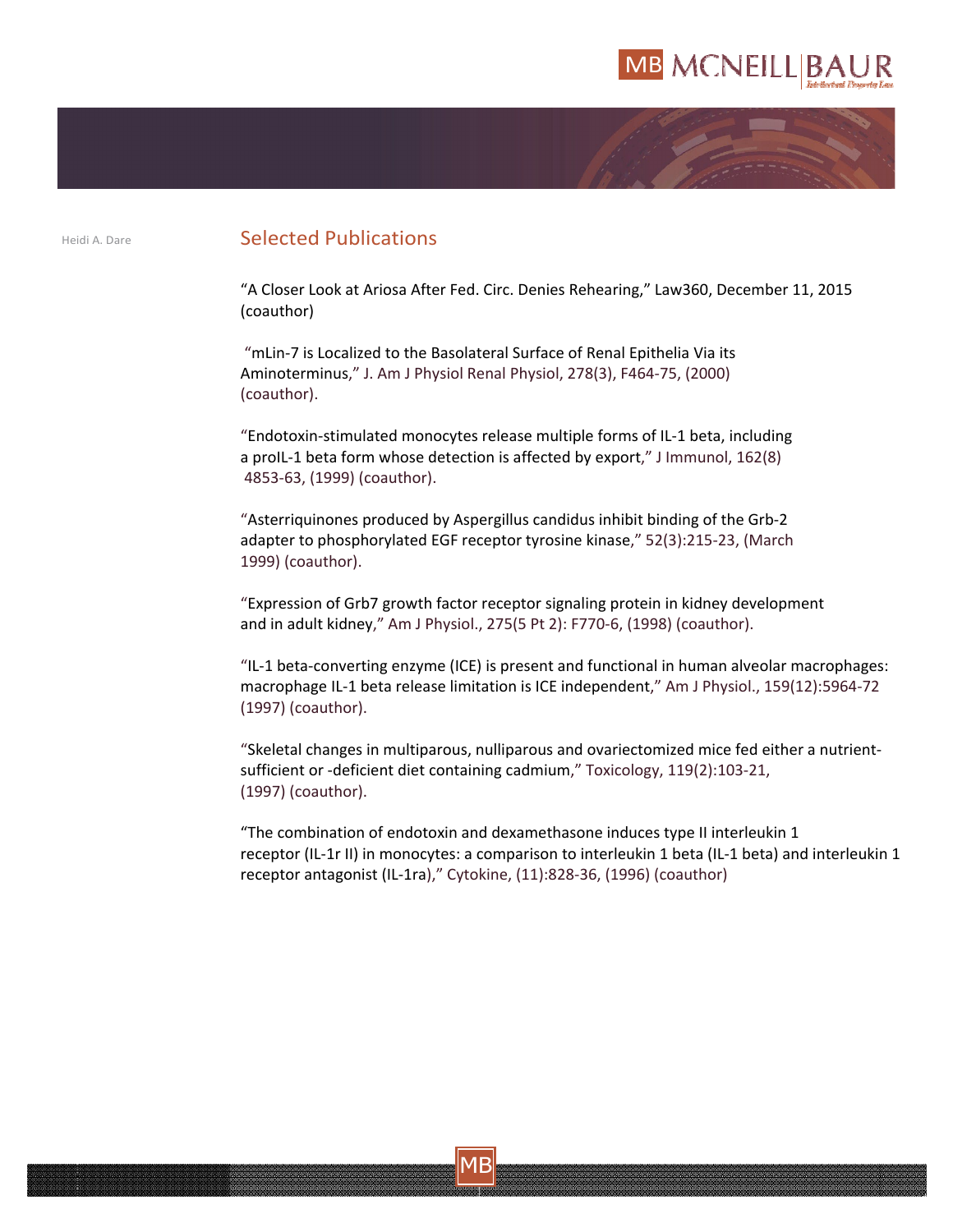Heidi A. Dare

## Selected Publications

"A Closer Look at Ariosa After Fed. Circ. Denies Rehearing," Law360, December 11, 2015 (coauthor)

"mLin-7 is Localized to the Basolateral Surface of Renal Epithelia Via its Aminoterminus," J. Am J Physiol Renal Physiol, 278(3), F464-75, (2000) (coauthor).

"Endotoxin-stimulated monocytes release multiple forms of IL-1 beta, including a proIL-1 beta form whose detection is affected by export," J Immunol, 162(8) 4853-63, (1999) (coauthor).

"Asterriquinones produced by Aspergillus candidus inhibit binding of the Grb-2 adapter to phosphorylated EGF receptor tyrosine kinase," 52(3):215-23, (March 1999) (coauthor).

"Expression of Grb7 growth factor receptor signaling protein in kidney development and in adult kidney," Am J Physiol., 275(5 Pt 2): F770-6, (1998) (coauthor).

"IL-1 beta-converting enzyme (ICE) is present and functional in human alveolar macrophages: macrophage IL-1 beta release limitation is ICE independent," Am J Physiol., 159(12):5964-72 (1997) (coauthor).

"Skeletal changes in multiparous, nulliparous and ovariectomized mice fed either a nutrient-sufficient or -deficient diet containing cadmium," Toxicology, 119(2):103-21, (1997) (coauthor).

"The combination of endotoxin and dexamethasone induces type II interleukin 1 receptor (IL-1r II) in monocytes: a comparison to interleukin 1 beta (IL-1 beta) and interleukin 1 receptor antagonist (IL-1ra)," Cytokine, (11):828-36, (1996) (coauthor)